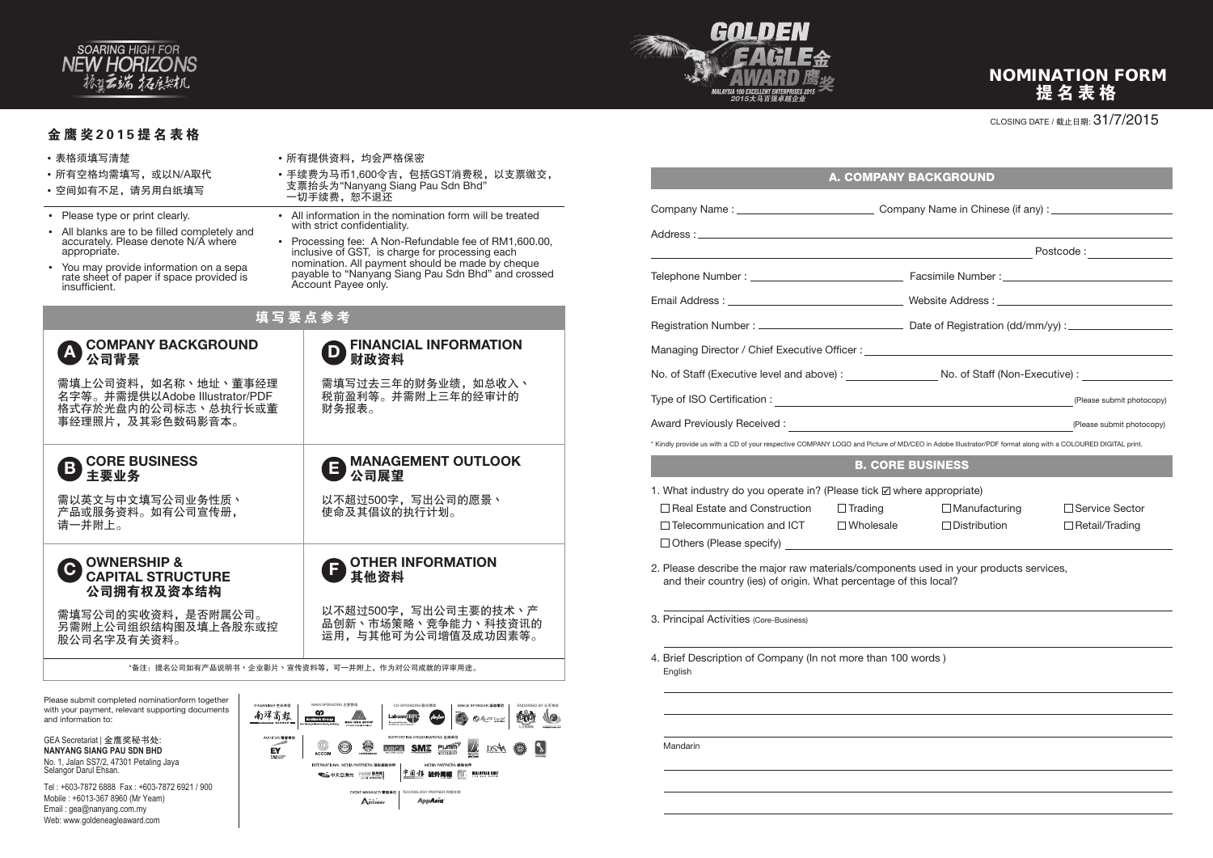SOARING HIGH FOR NEW HORIZONS 振翼云端 拓展契机

GOLDEN EAGLE AWARD 金鹰奖
MALAYSIA 100 EXCELLENT ENTERPRISES 2015
2015大马百强卓越企业

# NOMINATION FORM 提名表格

CLOSING DATE / 截止日期: 31/7/2015

## 金鹰奖2015提名表格

- 表格须填写清楚
- 所有空格均需填写，或以N/A取代
- 空间如有不足，请另用白纸填写
- 所有提供资料，均会严格保密
- 手续费为马币1,600令吉，包括GST消费税，以支票缴交，支票抬头为"Nanyang Siang Pau Sdn Bhd" 一切手续费，恕不退还

- Please type or print clearly.
- All blanks are to be filled completely and accurately. Please denote N/A where appropriate.
- You may provide information on a separate sheet of paper if space provided is insufficient.
- All information in the nomination form will be treated with strict confidentiality.
- Processing fee: A Non-Refundable fee of RM1,600.00, inclusive of GST, is charge for processing each nomination. All payment should be made by cheque payable to "Nanyang Siang Pau Sdn Bhd" and crossed Account Payee only.

## 填写要点参考

### A COMPANY BACKGROUND 公司背景

需填上公司资料，如名称、地址、董事经理名字等。并需提供以Adobe Illustrator/PDF格式存於光盘内的公司标志、总执行长或董事经理照片，及其彩色数码影音本。

### B CORE BUSINESS 主要业务

需以英文与中文填写公司业务性质、产品或服务资料。如有公司宣传册，请一并附上。

### C OWNERSHIP & CAPITAL STRUCTURE 公司拥有权及资本结构

需填写公司的实收资料，是否附属公司。另需附上公司组织结构图及填上各股东或控股公司名字及有关资料。

### D FINANCIAL INFORMATION 财政资料

需填写过去三年的财务业绩，如总收入、税前盈利等。并需附上三年的经审计的财务报表。

### E MANAGEMENT OUTLOOK 公司展望

以不超过500字，写出公司的愿景、使命及其倡议的执行计划。

### F OTHER INFORMATION 其他资料

以不超过500字，写出公司主要的技术、产品创新、市场策略、竞争能力、科技资讯的运用，与其他可为公司增值及成功因素等。

*备注：提名公司如有产品说明书、企业影片、宣传资料等，可一并附上，作为对公司成就的评审用途。

Please submit completed nominationform together with your payment, relevant supporting documents and information to:

GEA Secretariat | 金鹰奖秘书处:
**NANYANG SIANG PAU SDN BHD**
No. 1, Jalan SS7/2, 47301 Petaling Jaya
Selangor Darul Ehsan.

Tel : +603-7872 6888 Fax : +603-7872 6921 / 900
Mobile : +6013-367 8960 (Mr Yeam)
Email : gea@nanyang.com.my
Web: www.goldeneagleaward.com

ORGANISER 主办单位 | MAIN SPONSORS 主要赞助 | CO-SPONSORS 联合赞助 | VENUE SPONSOR 场地赞助 | ENDORSED BY 认可单位 | AUDITOR 稽查单位 | SUPPORTING ORGANISATIONS 支持单位 | INTERNATIONAL MEDIA PARTNERS 国际媒体伙伴 | MEDIA PARTNERS 媒体伙伴 | EVENT MANAGER 筹备单位 | TECHNOLOGY PARTNER 科技伙伴

## A. COMPANY BACKGROUND

Company Name : ____________ Company Name in Chinese (if any) : ____________

Address : ____________

Postcode : ____________

Telephone Number : ____________ Facsimile Number : ____________

Email Address : ____________ Website Address : ____________

Registration Number : ____________ Date of Registration (dd/mm/yy) : ____________

Managing Director / Chief Executive Officer : ____________

No. of Staff (Executive level and above) : ____________ No. of Staff (Non-Executive) : ____________

Type of ISO Certification : ____________ (Please submit photocopy)

Award Previously Received : ____________ (Please submit photocopy)

* Kindly provide us with a CD of your respective COMPANY LOGO and Picture of MD/CEO in Adobe Illustrator/PDF format along with a COLOURED DIGITAL print.

## B. CORE BUSINESS

1. What industry do you operate in? (Please tick ☑ where appropriate)

☐ Real Estate and Construction ☐ Trading ☐ Manufacturing ☐ Service Sector
☐ Telecommunication and ICT ☐ Wholesale ☐ Distribution ☐ Retail/Trading
☐ Others (Please specify) ____________

2. Please describe the major raw materials/components used in your products services, and their country (ies) of origin. What percentage of this local?

____________

3. Principal Activities (Core-Business)

____________

4. Brief Description of Company (In not more than 100 words )

English

____________

____________

____________

Mandarin

____________

____________

____________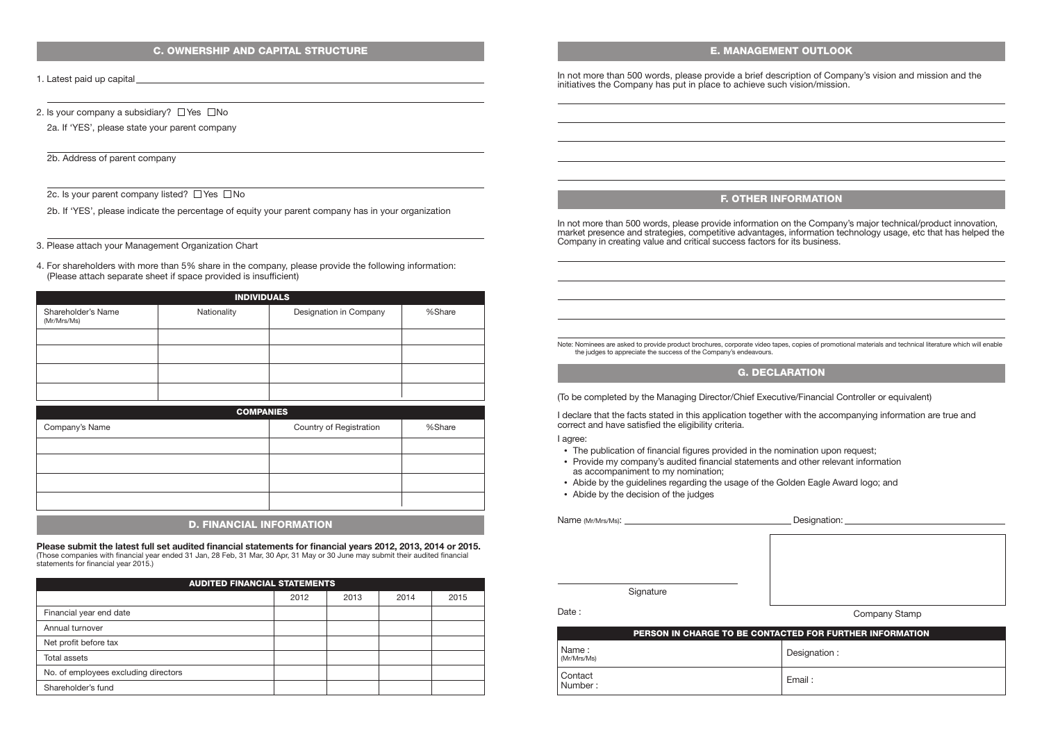## C. OWNERSHIP AND CAPITAL STRUCTURE

1. Latest paid up capital \_\_\_\_\_\_\_\_\_\_\_\_\_\_\_\_\_\_\_\_

2. Is your company a subsidiary? ☐ Yes ☐ No

   2a. If 'YES', please state your parent company

   2b. Address of parent company

   2c. Is your parent company listed? ☐ Yes ☐ No

   2b. If 'YES', please indicate the percentage of equity your parent company has in your organization

3. Please attach your Management Organization Chart

4. For shareholders with more than 5% share in the company, please provide the following information:
   (Please attach separate sheet if space provided is insufficient)

| INDIVIDUALS | | | |
|---|---|---|---|
| Shareholder's Name (Mr/Mrs/Ms) | Nationality | Designation in Company | %Share |
| | | | |
| | | | |
| | | | |
| | | | |

| COMPANIES | | |
|---|---|---|
| Company's Name | Country of Registration | %Share |
| | | |
| | | |
| | | |
| | | |

## D. FINANCIAL INFORMATION

**Please submit the latest full set audited financial statements for financial years 2012, 2013, 2014 or 2015.**
(Those companies with financial year ended 31 Jan, 28 Feb, 31 Mar, 30 Apr, 31 May or 30 June may submit their audited financial statements for financial year 2015.)

| AUDITED FINANCIAL STATEMENTS | | | | |
|---|---|---|---|---|
| | 2012 | 2013 | 2014 | 2015 |
| Financial year end date | | | | |
| Annual turnover | | | | |
| Net profit before tax | | | | |
| Total assets | | | | |
| No. of employees excluding directors | | | | |
| Shareholder's fund | | | | |

## E. MANAGEMENT OUTLOOK

In not more than 500 words, please provide a brief description of Company's vision and mission and the initiatives the Company has put in place to achieve such vision/mission.

## F. OTHER INFORMATION

In not more than 500 words, please provide information on the Company's major technical/product innovation, market presence and strategies, competitive advantages, information technology usage, etc that has helped the Company in creating value and critical success factors for its business.

Note: Nominees are asked to provide product brochures, corporate video tapes, copies of promotional materials and technical literature which will enable the judges to appreciate the success of the Company's endeavours.

## G. DECLARATION

(To be completed by the Managing Director/Chief Executive/Financial Controller or equivalent)

I declare that the facts stated in this application together with the accompanying information are true and correct and have satisfied the eligibility criteria.

I agree:

- The publication of financial figures provided in the nomination upon request;
- Provide my company's audited financial statements and other relevant information as accompaniment to my nomination;
- Abide by the guidelines regarding the usage of the Golden Eagle Award logo; and
- Abide by the decision of the judges

Name (Mr/Mrs/Ms): \_\_\_\_\_\_\_\_\_\_\_\_\_\_\_\_\_\_\_\_ Designation: \_\_\_\_\_\_\_\_\_\_\_\_\_\_\_\_\_\_\_\_

Signature

Company Stamp

Date :

| PERSON IN CHARGE TO BE CONTACTED FOR FURTHER INFORMATION | |
|---|---|
| Name : (Mr/Mrs/Ms) | Designation : |
| Contact Number : | Email : |